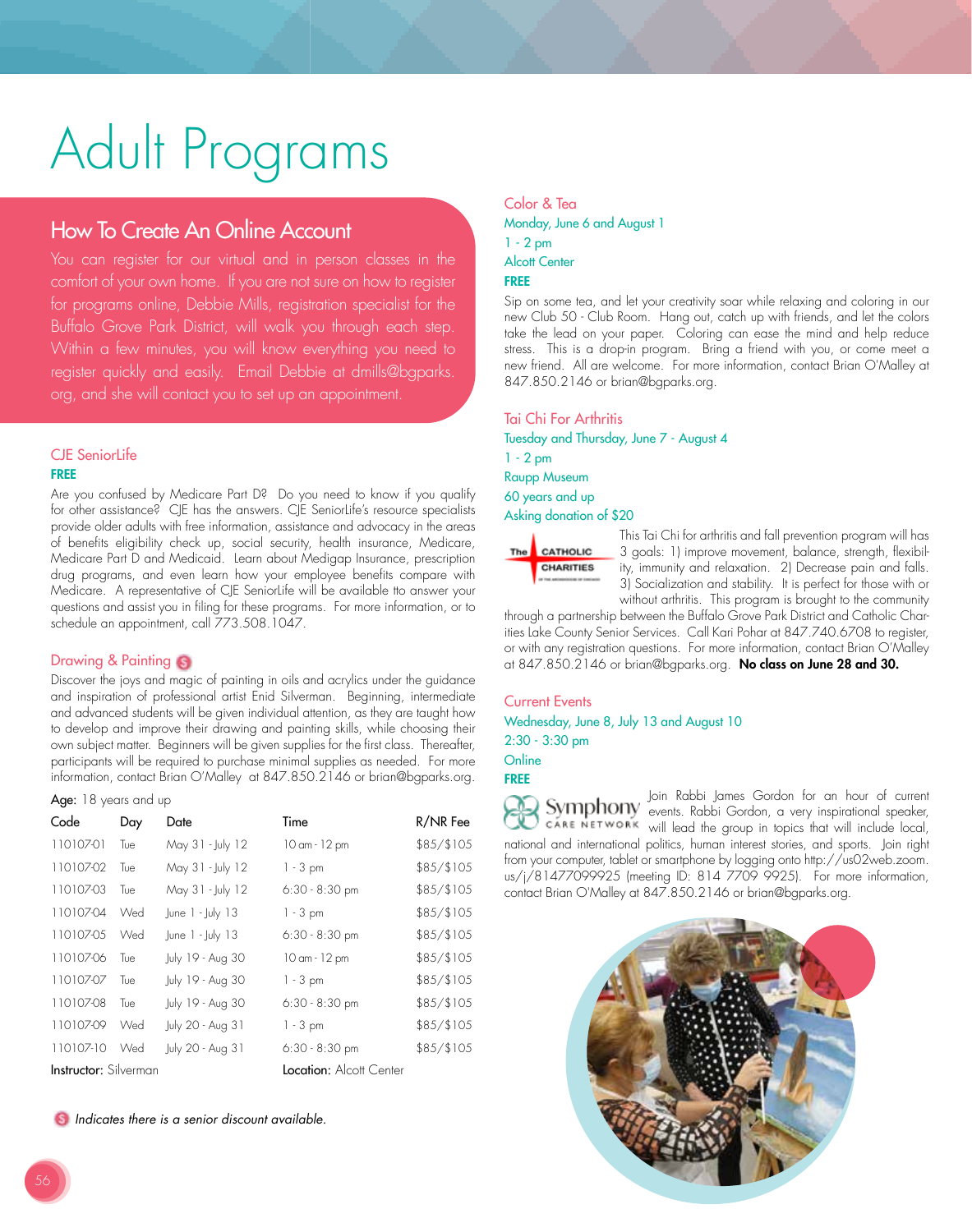# Adult Programs

## How To Create An Online Account

You can register for our virtual and in person classes in the comfort of your own home. If you are not sure on how to register for programs online, Debbie Mills, registration specialist for the Buffalo Grove Park District, will walk you through each step. Within a few minutes, you will know everything you need to register quickly and easily. Email Debbie at dmills@bgparks.org, and she will contact you to set up an appointment.

### CJE SeniorLife

**FREE**

Are you confused by Medicare Part D? Do you need to know if you qualify for other assistance? CJE has the answers. CJE SeniorLife's resource specialists provide older adults with free information, assistance and advocacy in the areas of benefits eligibility check up, social security, health insurance, Medicare, Medicare Part D and Medicaid. Learn about Medigap Insurance, prescription drug programs, and even learn how your employee benefits compare with Medicare. A representative of CJE SeniorLife will be available tto answer your questions and assist you in filing for these programs. For more information, or to schedule an appointment, call 773.508.1047.

### Drawing & Painting (S)

Discover the joys and magic of painting in oils and acrylics under the guidance and inspiration of professional artist Enid Silverman. Beginning, intermediate and advanced students will be given individual attention, as they are taught how to develop and improve their drawing and painting skills, while choosing their own subject matter. Beginners will be given supplies for the first class. Thereafter, participants will be required to purchase minimal supplies as needed. For more information, contact Brian O'Malley at 847.850.2146 or brian@bgparks.org.

**Age:** 18 years and up

| Code | Day | Date | Time | R/NR Fee |
|---|---|---|---|---|
| 110107-01 | Tue | May 31 - July 12 | 10 am - 12 pm | $85/$105 |
| 110107-02 | Tue | May 31 - July 12 | 1 - 3 pm | $85/$105 |
| 110107-03 | Tue | May 31 - July 12 | 6:30 - 8:30 pm | $85/$105 |
| 110107-04 | Wed | June 1 - July 13 | 1 - 3 pm | $85/$105 |
| 110107-05 | Wed | June 1 - July 13 | 6:30 - 8:30 pm | $85/$105 |
| 110107-06 | Tue | July 19 - Aug 30 | 10 am - 12 pm | $85/$105 |
| 110107-07 | Tue | July 19 - Aug 30 | 1 - 3 pm | $85/$105 |
| 110107-08 | Tue | July 19 - Aug 30 | 6:30 - 8:30 pm | $85/$105 |
| 110107-09 | Wed | July 20 - Aug 31 | 1 - 3 pm | $85/$105 |
| 110107-10 | Wed | July 20 - Aug 31 | 6:30 - 8:30 pm | $85/$105 |

**Instructor:** Silverman **Location:** Alcott Center

(S) *Indicates there is a senior discount available.*

### Color & Tea

Monday, June 6 and August 1
1 - 2 pm
Alcott Center
**FREE**

Sip on some tea, and let your creativity soar while relaxing and coloring in our new Club 50 - Club Room. Hang out, catch up with friends, and let the colors take the lead on your paper. Coloring can ease the mind and help reduce stress. This is a drop-in program. Bring a friend with you, or come meet a new friend. All are welcome. For more information, contact Brian O'Malley at 847.850.2146 or brian@bgparks.org.

### Tai Chi For Arthritis

Tuesday and Thursday, June 7 - August 4
1 - 2 pm
Raupp Museum
60 years and up
Asking donation of $20

This Tai Chi for arthritis and fall prevention program will has 3 goals: 1) improve movement, balance, strength, flexibility, immunity and relaxation. 2) Decrease pain and falls. 3) Socialization and stability. It is perfect for those with or without arthritis. This program is brought to the community through a partnership between the Buffalo Grove Park District and Catholic Charities Lake County Senior Services. Call Kari Pohar at 847.740.6708 to register, or with any registration questions. For more information, contact Brian O'Malley at 847.850.2146 or brian@bgparks.org. **No class on June 28 and 30.**

### Current Events

Wednesday, June 8, July 13 and August 10
2:30 - 3:30 pm
Online
**FREE**

Join Rabbi James Gordon for an hour of current events. Rabbi Gordon, a very inspirational speaker, will lead the group in topics that will include local, national and international politics, human interest stories, and sports. Join right from your computer, tablet or smartphone by logging onto http://us02web.zoom.us/j/81477099925 (meeting ID: 814 7709 9925). For more information, contact Brian O'Malley at 847.850.2146 or brian@bgparks.org.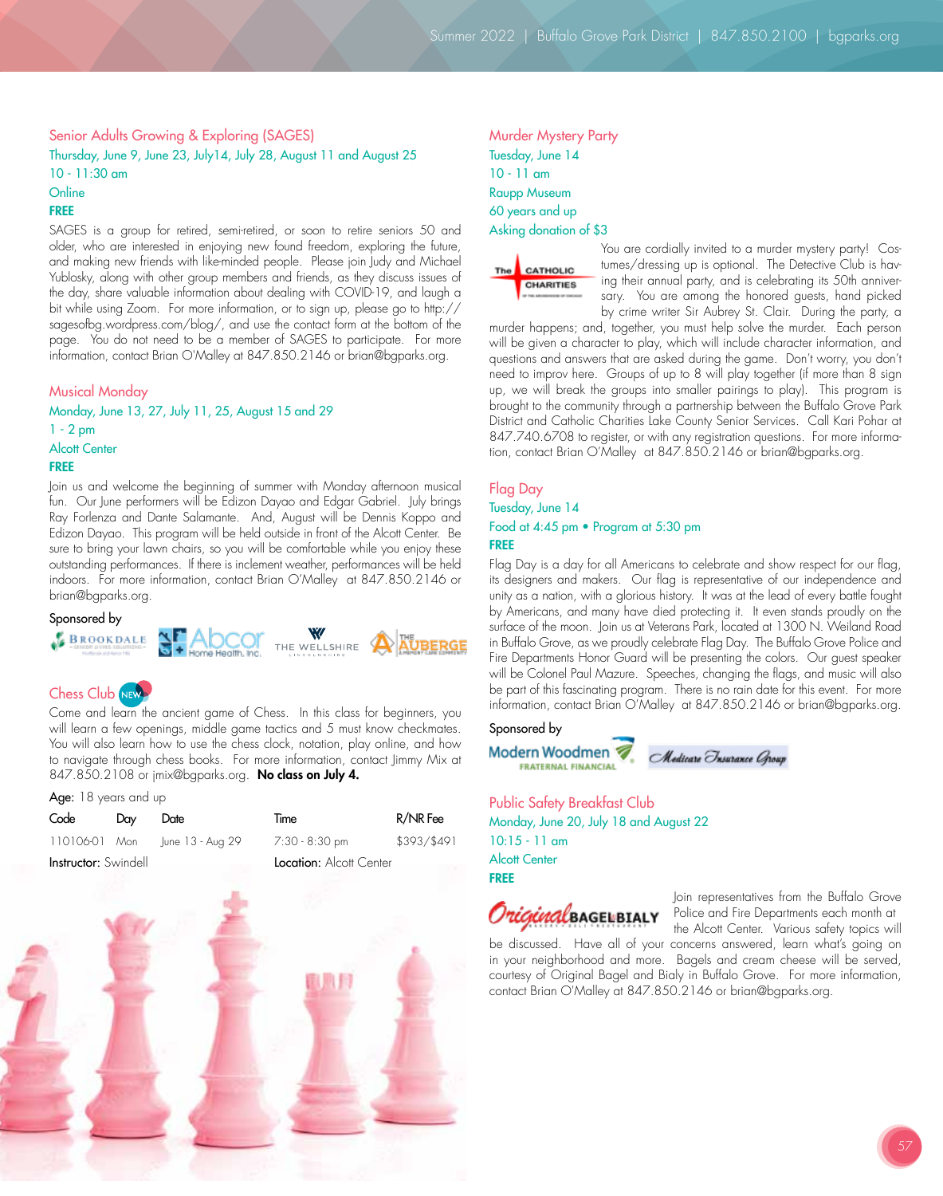## Senior Adults Growing & Exploring (SAGES)

Thursday, June 9, June 23, July14, July 28, August 11 and August 25
10 - 11:30 am
Online
**FREE**

SAGES is a group for retired, semi-retired, or soon to retire seniors 50 and older, who are interested in enjoying new found freedom, exploring the future, and making new friends with like-minded people. Please join Judy and Michael Yublosky, along with other group members and friends, as they discuss issues of the day, share valuable information about dealing with COVID-19, and laugh a bit while using Zoom. For more information, or to sign up, please go to http://sagesofbg.wordpress.com/blog/, and use the contact form at the bottom of the page. You do not need to be a member of SAGES to participate. For more information, contact Brian O'Malley at 847.850.2146 or brian@bgparks.org.

## Musical Monday

Monday, June 13, 27, July 11, 25, August 15 and 29
1 - 2 pm
Alcott Center
**FREE**

Join us and welcome the beginning of summer with Monday afternoon musical fun. Our June performers will be Edizon Dayao and Edgar Gabriel. July brings Ray Forlenza and Dante Salamante. And, August will be Dennis Koppo and Edizon Dayao. This program will be held outside in front of the Alcott Center. Be sure to bring your lawn chairs, so you will be comfortable while you enjoy these outstanding performances. If there is inclement weather, performances will be held indoors. For more information, contact Brian O'Malley at 847.850.2146 or brian@bgparks.org.

Sponsored by

Brookdale · Abcor Home Health, Inc. · The Wellshire · The Auberge

## Chess Club NEW

Come and learn the ancient game of Chess. In this class for beginners, you will learn a few openings, middle game tactics and 5 must know checkmates. You will also learn how to use the chess clock, notation, play online, and how to navigate through chess books. For more information, contact Jimmy Mix at 847.850.2108 or jmix@bgparks.org. **No class on July 4.**

Age: 18 years and up

| Code | Day | Date | Time | R/NR Fee |
|---|---|---|---|---|
| 110106-01 | Mon | June 13 - Aug 29 | 7:30 - 8:30 pm | $393/$491 |

Instructor: Swindell    Location: Alcott Center

## Murder Mystery Party

Tuesday, June 14
10 - 11 am
Raupp Museum
60 years and up
Asking donation of $3

You are cordially invited to a murder mystery party! Costumes/dressing up is optional. The Detective Club is having their annual party, and is celebrating its 50th anniversary. You are among the honored guests, hand picked by crime writer Sir Aubrey St. Clair. During the party, a murder happens; and, together, you must help solve the murder. Each person will be given a character to play, which will include character information, and questions and answers that are asked during the game. Don't worry, you don't need to improv here. Groups of up to 8 will play together (if more than 8 sign up, we will break the groups into smaller pairings to play). This program is brought to the community through a partnership between the Buffalo Grove Park District and Catholic Charities Lake County Senior Services. Call Kari Pohar at 847.740.6708 to register, or with any registration questions. For more information, contact Brian O'Malley at 847.850.2146 or brian@bgparks.org.

## Flag Day

Tuesday, June 14
Food at 4:45 pm • Program at 5:30 pm
**FREE**

Flag Day is a day for all Americans to celebrate and show respect for our flag, its designers and makers. Our flag is representative of our independence and unity as a nation, with a glorious history. It was at the lead of every battle fought by Americans, and many have died protecting it. It even stands proudly on the surface of the moon. Join us at Veterans Park, located at 1300 N. Weiland Road in Buffalo Grove, as we proudly celebrate Flag Day. The Buffalo Grove Police and Fire Departments Honor Guard will be presenting the colors. Our guest speaker will be Colonel Paul Mazure. Speeches, changing the flags, and music will also be part of this fascinating program. There is no rain date for this event. For more information, contact Brian O'Malley at 847.850.2146 or brian@bgparks.org.

Sponsored by

Modern Woodmen Fraternal Financial · Medicare Insurance Group

## Public Safety Breakfast Club

Monday, June 20, July 18 and August 22
10:15 - 11 am
Alcott Center
**FREE**

Join representatives from the Buffalo Grove Police and Fire Departments each month at the Alcott Center. Various safety topics will be discussed. Have all of your concerns answered, learn what's going on in your neighborhood and more. Bagels and cream cheese will be served, courtesy of Original Bagel and Bialy in Buffalo Grove. For more information, contact Brian O'Malley at 847.850.2146 or brian@bgparks.org.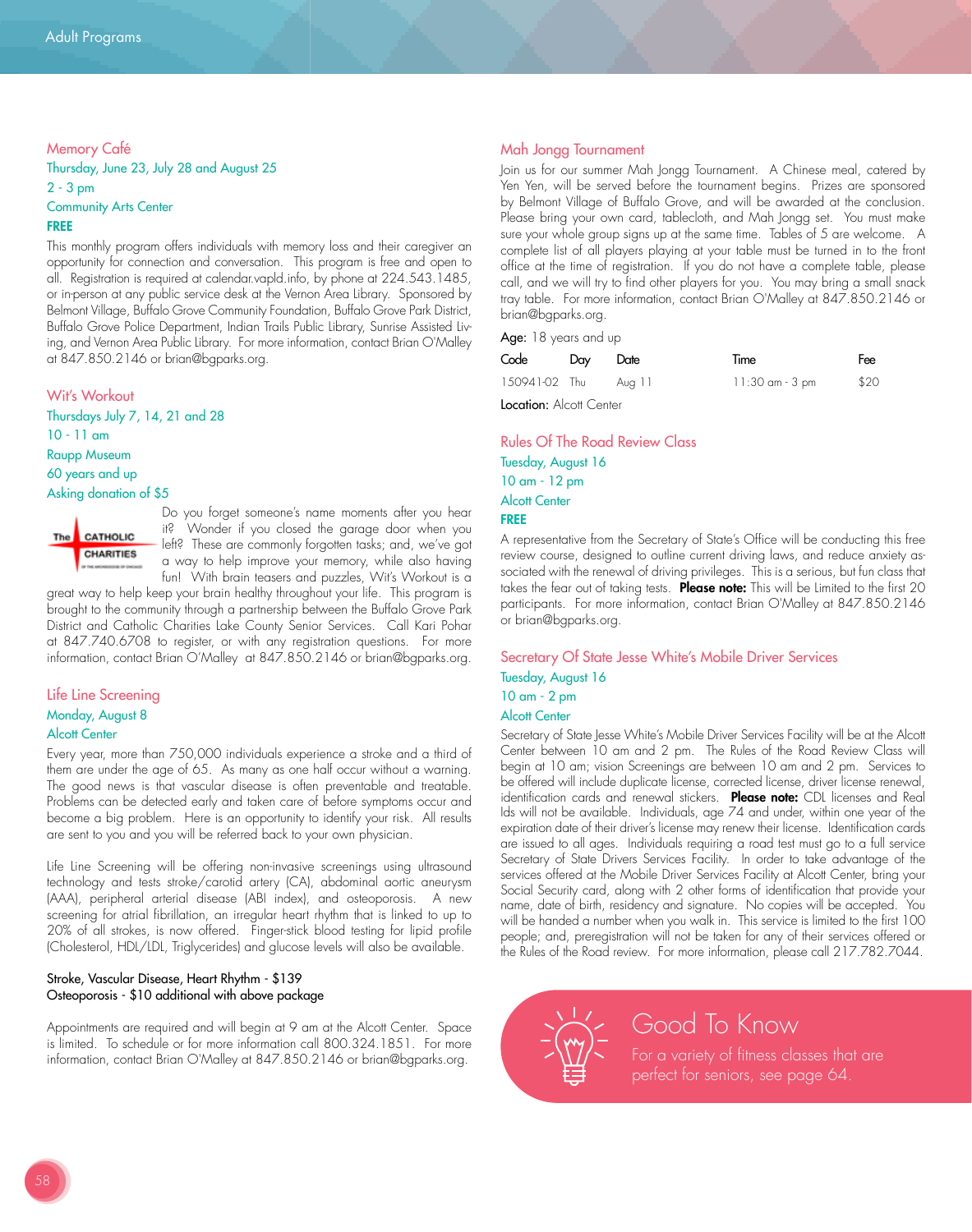## Memory Café

Thursday, June 23, July 28 and August 25
2 - 3 pm
Community Arts Center
**FREE**

This monthly program offers individuals with memory loss and their caregiver an opportunity for connection and conversation. This program is free and open to all. Registration is required at calendar.vapld.info, by phone at 224.543.1485, or in-person at any public service desk at the Vernon Area Library. Sponsored by Belmont Village, Buffalo Grove Community Foundation, Buffalo Grove Park District, Buffalo Grove Police Department, Indian Trails Public Library, Sunrise Assisted Living, and Vernon Area Public Library. For more information, contact Brian O'Malley at 847.850.2146 or brian@bgparks.org.

## Wit's Workout

Thursdays July 7, 14, 21 and 28
10 - 11 am
Raupp Museum
60 years and up
Asking donation of $5

Do you forget someone's name moments after you hear it? Wonder if you closed the garage door when you left? These are commonly forgotten tasks; and, we've got a way to help improve your memory, while also having fun! With brain teasers and puzzles, Wit's Workout is a great way to help keep your brain healthy throughout your life. This program is brought to the community through a partnership between the Buffalo Grove Park District and Catholic Charities Lake County Senior Services. Call Kari Pohar at 847.740.6708 to register, or with any registration questions. For more information, contact Brian O'Malley at 847.850.2146 or brian@bgparks.org.

## Life Line Screening

Monday, August 8
Alcott Center

Every year, more than 750,000 individuals experience a stroke and a third of them are under the age of 65. As many as one half occur without a warning. The good news is that vascular disease is often preventable and treatable. Problems can be detected early and taken care of before symptoms occur and become a big problem. Here is an opportunity to identify your risk. All results are sent to you and you will be referred back to your own physician.

Life Line Screening will be offering non-invasive screenings using ultrasound technology and tests stroke/carotid artery (CA), abdominal aortic aneurysm (AAA), peripheral arterial disease (ABI index), and osteoporosis. A new screening for atrial fibrillation, an irregular heart rhythm that is linked to up to 20% of all strokes, is now offered. Finger-stick blood testing for lipid profile (Cholesterol, HDL/LDL, Triglycerides) and glucose levels will also be available.

Stroke, Vascular Disease, Heart Rhythm - $139
Osteoporosis - $10 additional with above package

Appointments are required and will begin at 9 am at the Alcott Center. Space is limited. To schedule or for more information call 800.324.1851. For more information, contact Brian O'Malley at 847.850.2146 or brian@bgparks.org.

## Mah Jongg Tournament

Join us for our summer Mah Jongg Tournament. A Chinese meal, catered by Yen Yen, will be served before the tournament begins. Prizes are sponsored by Belmont Village of Buffalo Grove, and will be awarded at the conclusion. Please bring your own card, tablecloth, and Mah Jongg set. You must make sure your whole group signs up at the same time. Tables of 5 are welcome. A complete list of all players playing at your table must be turned in to the front office at the time of registration. If you do not have a complete table, please call, and we will try to find other players for you. You may bring a small snack tray table. For more information, contact Brian O'Malley at 847.850.2146 or brian@bgparks.org.

**Age:** 18 years and up

| Code | Day | Date | Time | Fee |
|---|---|---|---|---|
| 150941-02 | Thu | Aug 11 | 11:30 am - 3 pm | $20 |

**Location:** Alcott Center

## Rules Of The Road Review Class

Tuesday, August 16
10 am - 12 pm
Alcott Center
**FREE**

A representative from the Secretary of State's Office will be conducting this free review course, designed to outline current driving laws, and reduce anxiety associated with the renewal of driving privileges. This is a serious, but fun class that takes the fear out of taking tests. **Please note:** This will be Limited to the first 20 participants. For more information, contact Brian O'Malley at 847.850.2146 or brian@bgparks.org.

## Secretary Of State Jesse White's Mobile Driver Services

Tuesday, August 16
10 am - 2 pm
Alcott Center

Secretary of State Jesse White's Mobile Driver Services Facility will be at the Alcott Center between 10 am and 2 pm. The Rules of the Road Review Class will begin at 10 am; vision Screenings are between 10 am and 2 pm. Services to be offered will include duplicate license, corrected license, driver license renewal, identification cards and renewal stickers. **Please note:** CDL licenses and Real Ids will not be available. Individuals, age 74 and under, within one year of the expiration date of their driver's license may renew their license. Identification cards are issued to all ages. Individuals requiring a road test must go to a full service Secretary of State Drivers Services Facility. In order to take advantage of the services offered at the Mobile Driver Services Facility at Alcott Center, bring your Social Security card, along with 2 other forms of identification that provide your name, date of birth, residency and signature. No copies will be accepted. You will be handed a number when you walk in. This service is limited to the first 100 people; and, preregistration will not be taken for any of their services offered or the Rules of the Road review. For more information, please call 217.782.7044.

## Good To Know

For a variety of fitness classes that are perfect for seniors, see page 64.